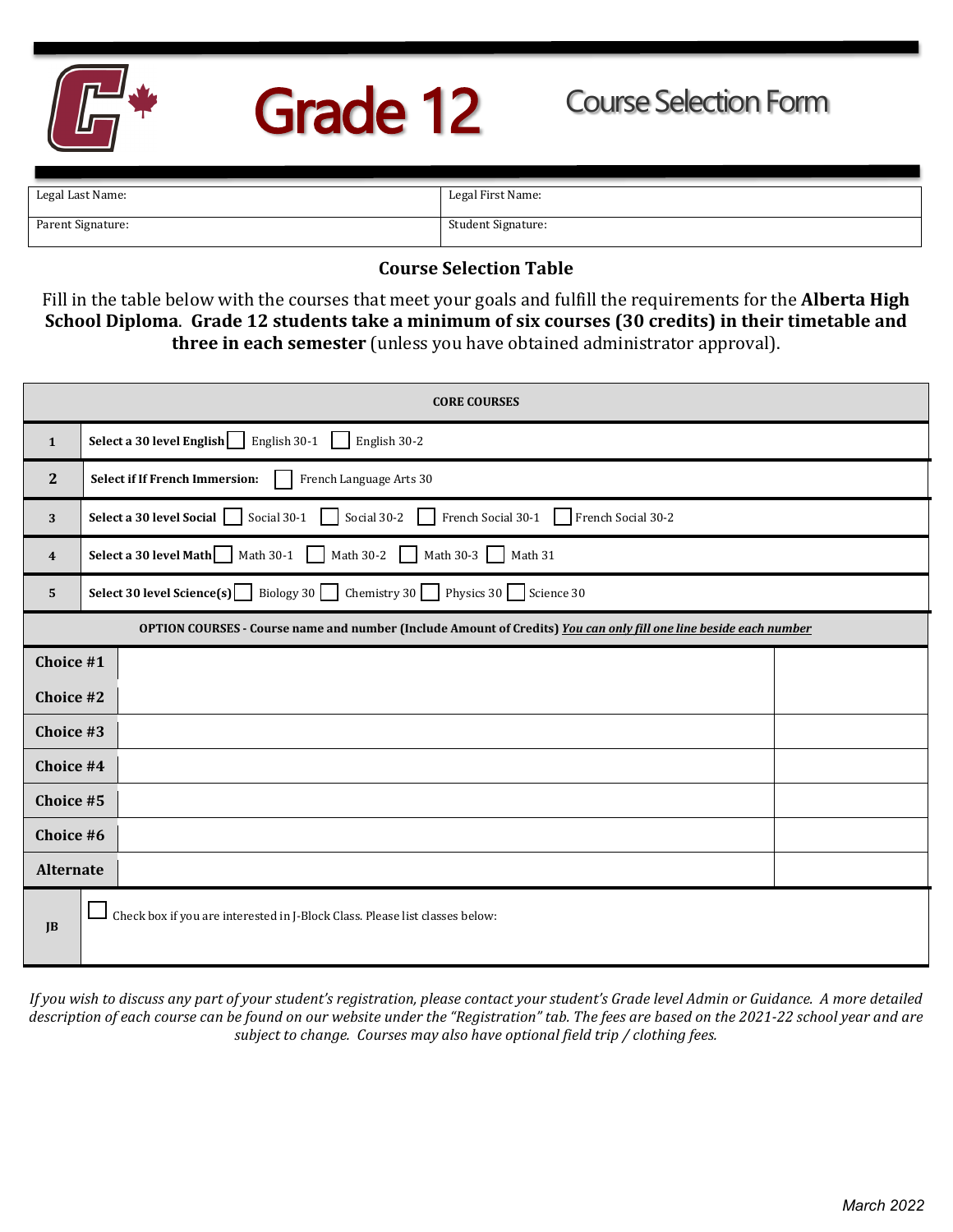# Grade 12 Course Selection Form

| Legal Last Name: | Legal First Name: |
|---|---|
| Parent Signature: | Student Signature: |

## Course Selection Table

Fill in the table below with the courses that meet your goals and fulfill the requirements for the **Alberta High School Diploma**. **Grade 12 students take a minimum of six courses (30 credits) in their timetable and three in each semester** (unless you have obtained administrator approval).

| CORE COURSES | | |
|---|---|---|
| 1 | **Select a 30 level English** ☐ English 30-1 ☐ English 30-2 | |
| 2 | **Select if If French Immersion:** ☐ French Language Arts 30 | |
| 3 | **Select a 30 level Social** ☐ Social 30-1 ☐ Social 30-2 ☐ French Social 30-1 ☐ French Social 30-2 | |
| 4 | **Select a 30 level Math** ☐ Math 30-1 ☐ Math 30-2 ☐ Math 30-3 ☐ Math 31 | |
| 5 | **Select 30 level Science(s)** ☐ Biology 30 ☐ Chemistry 30 ☐ Physics 30 ☐ Science 30 | |
| **OPTION COURSES - Course name and number (Include Amount of Credits)** ***You can only fill one line beside each number*** | | |
| **Choice #1** | | |
| **Choice #2** | | |
| **Choice #3** | | |
| **Choice #4** | | |
| **Choice #5** | | |
| **Choice #6** | | |
| **Alternate** | | |
| JB | ☐ Check box if you are interested in J-Block Class. Please list classes below: | |

*If you wish to discuss any part of your student's registration, please contact your student's Grade level Admin or Guidance. A more detailed description of each course can be found on our website under the "Registration" tab. The fees are based on the 2021-22 school year and are subject to change. Courses may also have optional field trip / clothing fees.*

*March 2022*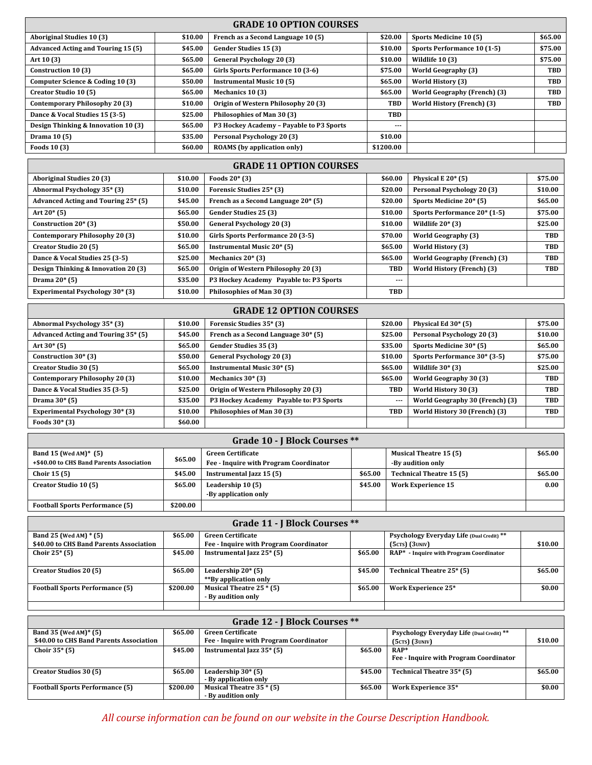| GRADE 10 OPTION COURSES | | | | | |
|---|---|---|---|---|---|
| Aboriginal Studies 10 (3) | $10.00 | French as a Second Language 10 (5) | $20.00 | Sports Medicine 10 (5) | $65.00 |
| Advanced Acting and Touring 15 (5) | $45.00 | Gender Studies 15 (3) | $10.00 | Sports Performance 10 (1-5) | $75.00 |
| Art 10 (3) | $65.00 | General Psychology 20 (3) | $10.00 | Wildlife 10 (3) | $75.00 |
| Construction 10 (3) | $65.00 | Girls Sports Performance 10 (3-6) | $75.00 | World Geography (3) | TBD |
| Computer Science & Coding 10 (3) | $50.00 | Instrumental Music 10 (5) | $65.00 | World History (3) | TBD |
| Creator Studio 10 (5) | $65.00 | Mechanics 10 (3) | $65.00 | World Geography (French) (3) | TBD |
| Contemporary Philosophy 20 (3) | $10.00 | Origin of Western Philosophy 20 (3) | TBD | World History (French) (3) | TBD |
| Dance & Vocal Studies 15 (3-5) | $25.00 | Philosophies of Man 30 (3) | TBD | | |
| Design Thinking & Innovation 10 (3) | $65.00 | P3 Hockey Academy – Payable to P3 Sports | --- | | |
| Drama 10 (5) | $35.00 | Personal Psychology 20 (3) | $10.00 | | |
| Foods 10 (3) | $60.00 | ROAMS (by application only) | $1200.00 | | |

| GRADE 11 OPTION COURSES | | | | | |
|---|---|---|---|---|---|
| Aboriginal Studies 20 (3) | $10.00 | Foods 20* (3) | $60.00 | Physical E 20* (5) | $75.00 |
| Abnormal Psychology 35* (3) | $10.00 | Forensic Studies 25* (3) | $20.00 | Personal Psychology 20 (3) | $10.00 |
| Advanced Acting and Touring 25* (5) | $45.00 | French as a Second Language 20* (5) | $20.00 | Sports Medicine 20* (5) | $65.00 |
| Art 20* (5) | $65.00 | Gender Studies 25 (3) | $10.00 | Sports Performance 20* (1-5) | $75.00 |
| Construction 20* (3) | $50.00 | General Psychology 20 (3) | $10.00 | Wildlife 20* (3) | $25.00 |
| Contemporary Philosophy 20 (3) | $10.00 | Girls Sports Performance 20 (3-5) | $70.00 | World Geography (3) | TBD |
| Creator Studio 20 (5) | $65.00 | Instrumental Music 20* (5) | $65.00 | World History (3) | TBD |
| Dance & Vocal Studies 25 (3-5) | $25.00 | Mechanics 20* (3) | $65.00 | World Geography (French) (3) | TBD |
| Design Thinking & Innovation 20 (3) | $65.00 | Origin of Western Philosophy 20 (3) | TBD | World History (French) (3) | TBD |
| Drama 20* (5) | $35.00 | P3 Hockey Academy Payable to: P3 Sports | --- | | |
| Experimental Psychology 30* (3) | $10.00 | Philosophies of Man 30 (3) | TBD | | |

| GRADE 12 OPTION COURSES | | | | | |
|---|---|---|---|---|---|
| Abnormal Psychology 35* (3) | $10.00 | Forensic Studies 35* (3) | $20.00 | Physical Ed 30* (5) | $75.00 |
| Advanced Acting and Touring 35* (5) | $45.00 | French as a Second Language 30* (5) | $25.00 | Personal Psychology 20 (3) | $10.00 |
| Art 30* (5) | $65.00 | Gender Studies 35 (3) | $35.00 | Sports Medicine 30* (5) | $65.00 |
| Construction 30* (3) | $50.00 | General Psychology 20 (3) | $10.00 | Sports Performance 30* (3-5) | $75.00 |
| Creator Studio 30 (5) | $65.00 | Instrumental Music 30* (5) | $65.00 | Wildlife 30* (3) | $25.00 |
| Contemporary Philosophy 20 (3) | $10.00 | Mechanics 30* (3) | $65.00 | World Geography 30 (3) | TBD |
| Dance & Vocal Studies 35 (3-5) | $25.00 | Origin of Western Philosophy 20 (3) | TBD | World History 30 (3) | TBD |
| Drama 30* (5) | $35.00 | P3 Hockey Academy Payable to: P3 Sports | --- | World Geography 30 (French) (3) | TBD |
| Experimental Psychology 30* (3) | $10.00 | Philosophies of Man 30 (3) | TBD | World History 30 (French) (3) | TBD |
| Foods 30* (3) | $60.00 | | | | |

| Grade 10 - J Block Courses ** | | | | | |
|---|---|---|---|---|---|
| Band 15 (Wed AM)* (5) +$40.00 to CHS Band Parents Association | $65.00 | Green Certificate Fee - Inquire with Program Coordinator | | Musical Theatre 15 (5) -By audition only | $65.00 |
| Choir 15 (5) | $45.00 | Instrumental Jazz 15 (5) | $65.00 | Technical Theatre 15 (5) | $65.00 |
| Creator Studio 10 (5) | $65.00 | Leadership 10 (5) -By application only | $45.00 | Work Experience 15 | 0.00 |
| Football Sports Performance (5) | $200.00 | | | | |

| Grade 11 - J Block Courses ** | | | | | |
|---|---|---|---|---|---|
| Band 25 (Wed AM) * (5) $40.00 to CHS Band Parents Association | $65.00 | Green Certificate Fee - Inquire with Program Coordinator | | Psychology Everyday Life (Dual Credit) ** (5CTS) (3UNIV) | $10.00 |
| Choir 25* (5) | $45.00 | Instrumental Jazz 25* (5) | $65.00 | RAP* - Inquire with Program Coordinator | |
| Creator Studios 20 (5) | $65.00 | Leadership 20* (5) **By application only | $45.00 | Technical Theatre 25* (5) | $65.00 |
| Football Sports Performance (5) | $200.00 | Musical Theatre 25 * (5) - By audition only | $65.00 | Work Experience 25* | $0.00 |

| Grade 12 - J Block Courses ** | | | | | |
|---|---|---|---|---|---|
| Band 35 (Wed AM)* (5) $40.00 to CHS Band Parents Association | $65.00 | Green Certificate Fee - Inquire with Program Coordinator | | Psychology Everyday Life (Dual Credit) ** (5CTS) (3UNIV) | $10.00 |
| Choir 35* (5) | $45.00 | Instrumental Jazz 35* (5) | $65.00 | RAP* Fee - Inquire with Program Coordinator | |
| Creator Studios 30 (5) | $65.00 | Leadership 30* (5) - By application only | $45.00 | Technical Theatre 35* (5) | $65.00 |
| Football Sports Performance (5) | $200.00 | Musical Theatre 35 * (5) - By audition only | $65.00 | Work Experience 35* | $0.00 |

*All course information can be found on our website in the Course Description Handbook.*